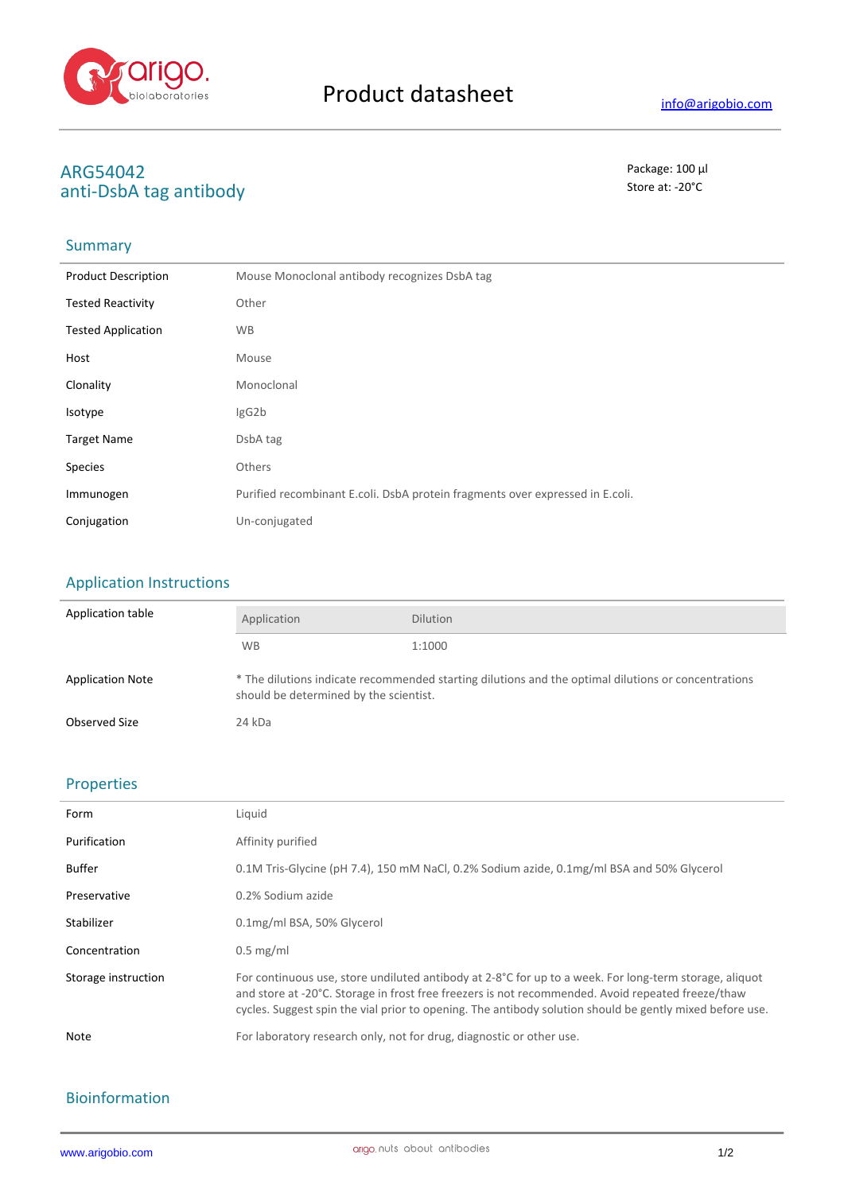# Product datasheet

info@arigobio.com

## ARG54042
## anti-DsbA tag antibody

Package: 100 μl
Store at: -20°C

### Summary

| | |
|---|---|
| Product Description | Mouse Monoclonal antibody recognizes DsbA tag |
| Tested Reactivity | Other |
| Tested Application | WB |
| Host | Mouse |
| Clonality | Monoclonal |
| Isotype | IgG2b |
| Target Name | DsbA tag |
| Species | Others |
| Immunogen | Purified recombinant E.coli. DsbA protein fragments over expressed in E.coli. |
| Conjugation | Un-conjugated |

### Application Instructions

Application table

| Application | Dilution |
|---|---|
| WB | 1:1000 |

| | |
|---|---|
| Application Note | * The dilutions indicate recommended starting dilutions and the optimal dilutions or concentrations should be determined by the scientist. |
| Observed Size | 24 kDa |

### Properties

| | |
|---|---|
| Form | Liquid |
| Purification | Affinity purified |
| Buffer | 0.1M Tris-Glycine (pH 7.4), 150 mM NaCl, 0.2% Sodium azide, 0.1mg/ml BSA and 50% Glycerol |
| Preservative | 0.2% Sodium azide |
| Stabilizer | 0.1mg/ml BSA, 50% Glycerol |
| Concentration | 0.5 mg/ml |
| Storage instruction | For continuous use, store undiluted antibody at 2-8°C for up to a week. For long-term storage, aliquot and store at -20°C. Storage in frost free freezers is not recommended. Avoid repeated freeze/thaw cycles. Suggest spin the vial prior to opening. The antibody solution should be gently mixed before use. |
| Note | For laboratory research only, not for drug, diagnostic or other use. |

### Bioinformation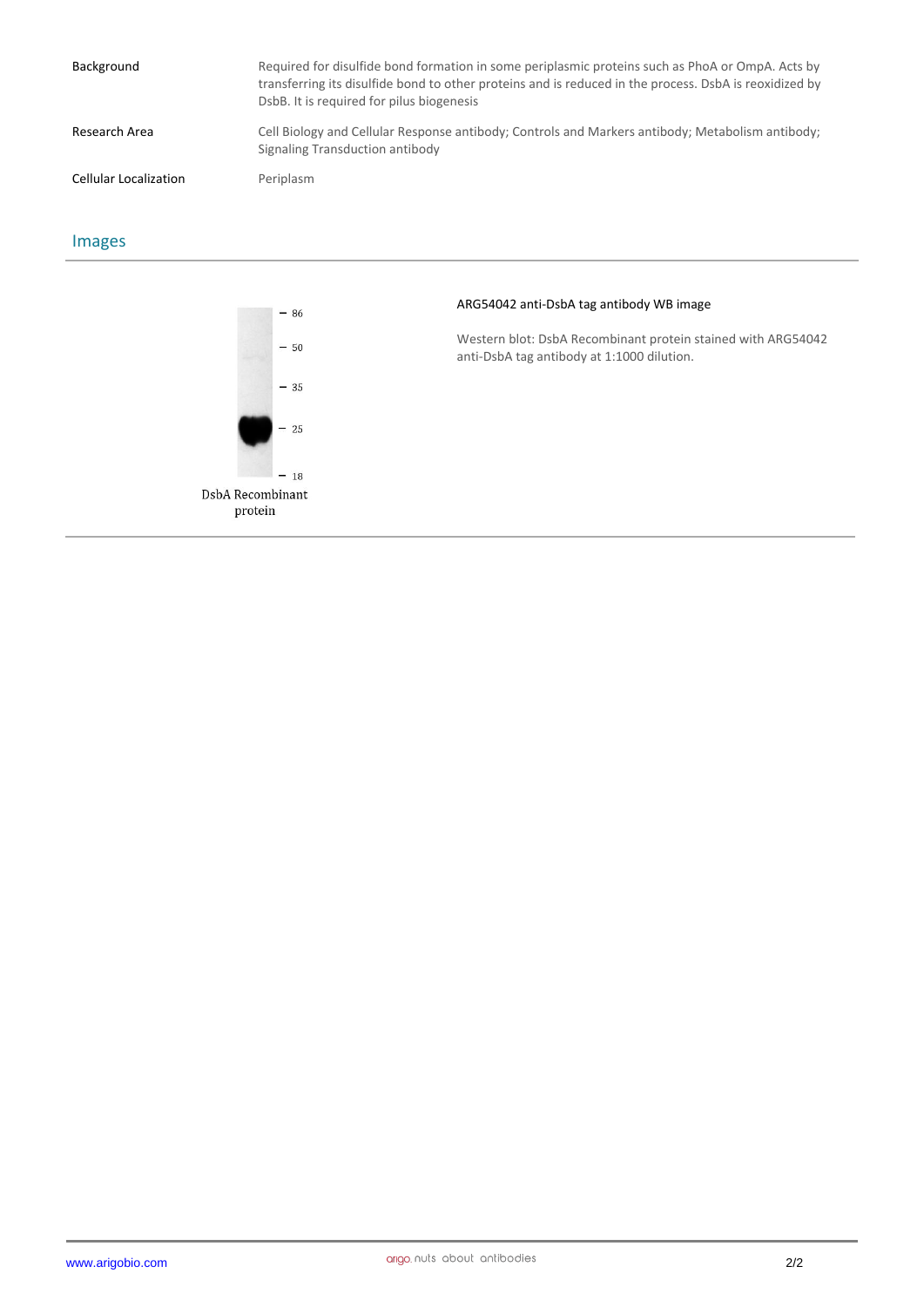| | |
|---|---|
| Background | Required for disulfide bond formation in some periplasmic proteins such as PhoA or OmpA. Acts by transferring its disulfide bond to other proteins and is reduced in the process. DsbA is reoxidized by DsbB. It is required for pilus biogenesis |
| Research Area | Cell Biology and Cellular Response antibody; Controls and Markers antibody; Metabolism antibody; Signaling Transduction antibody |
| Cellular Localization | Periplasm |

## Images

86
50
35
25
18
DsbA Recombinant protein

**ARG54042 anti-DsbA tag antibody WB image**

Western blot: DsbA Recombinant protein stained with ARG54042 anti-DsbA tag antibody at 1:1000 dilution.